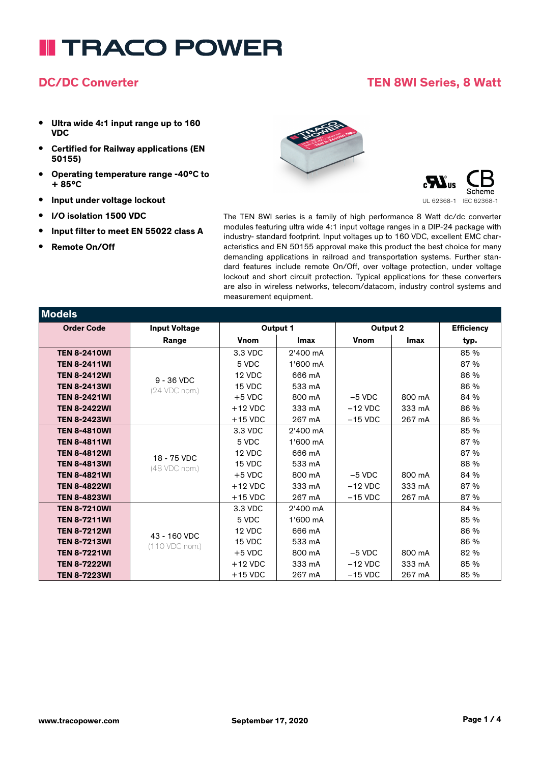# TRACO POWER

## DC/DC Converter

## TEN 8WI Series, 8 Watt

- **Ultra wide 4:1 input range up to 160 VDC**
- **Certified for Railway applications (EN 50155)**
- **Operating temperature range -40°C to + 85°C**
- **Input under voltage lockout**
- **I/O isolation 1500 VDC**
- **Input filter to meet EN 55022 class A**
- **Remote On/Off**

UL 62368-1 IEC 62368-1

The TEN 8WI series is a family of high performance 8 Watt dc/dc converter modules featuring ultra wide 4:1 input voltage ranges in a DIP-24 package with industry- standard footprint. Input voltages up to 160 VDC, excellent EMC characteristics and EN 50155 approval make this product the best choice for many demanding applications in railroad and transportation systems. Further standard features include remote On/Off, over voltage protection, under voltage lockout and short circuit protection. Typical applications for these converters are also in wireless networks, telecom/datacom, industry control systems and measurement equipment.

## Models

| Order Code | Input Voltage Range | Output 1 Vnom | Output 1 Imax | Output 2 Vnom | Output 2 Imax | Efficiency typ. |
|---|---|---|---|---|---|---|
| **TEN 8-2410WI** | 9 - 36 VDC (24 VDC nom.) | 3.3 VDC | 2'400 mA | | | 85 % |
| **TEN 8-2411WI** | | 5 VDC | 1'600 mA | | | 87 % |
| **TEN 8-2412WI** | | 12 VDC | 666 mA | | | 86 % |
| **TEN 8-2413WI** | | 15 VDC | 533 mA | | | 86 % |
| **TEN 8-2421WI** | | +5 VDC | 800 mA | –5 VDC | 800 mA | 84 % |
| **TEN 8-2422WI** | | +12 VDC | 333 mA | –12 VDC | 333 mA | 86 % |
| **TEN 8-2423WI** | | +15 VDC | 267 mA | –15 VDC | 267 mA | 86 % |
| **TEN 8-4810WI** | 18 - 75 VDC (48 VDC nom.) | 3.3 VDC | 2'400 mA | | | 85 % |
| **TEN 8-4811WI** | | 5 VDC | 1'600 mA | | | 87 % |
| **TEN 8-4812WI** | | 12 VDC | 666 mA | | | 87 % |
| **TEN 8-4813WI** | | 15 VDC | 533 mA | | | 88 % |
| **TEN 8-4821WI** | | +5 VDC | 800 mA | –5 VDC | 800 mA | 84 % |
| **TEN 8-4822WI** | | +12 VDC | 333 mA | –12 VDC | 333 mA | 87 % |
| **TEN 8-4823WI** | | +15 VDC | 267 mA | –15 VDC | 267 mA | 87 % |
| **TEN 8-7210WI** | 43 - 160 VDC (110 VDC nom.) | 3.3 VDC | 2'400 mA | | | 84 % |
| **TEN 8-7211WI** | | 5 VDC | 1'600 mA | | | 85 % |
| **TEN 8-7212WI** | | 12 VDC | 666 mA | | | 86 % |
| **TEN 8-7213WI** | | 15 VDC | 533 mA | | | 86 % |
| **TEN 8-7221WI** | | +5 VDC | 800 mA | –5 VDC | 800 mA | 82 % |
| **TEN 8-7222WI** | | +12 VDC | 333 mA | –12 VDC | 333 mA | 85 % |
| **TEN 8-7223WI** | | +15 VDC | 267 mA | –15 VDC | 267 mA | 85 % |

www.tracopower.com September 17, 2020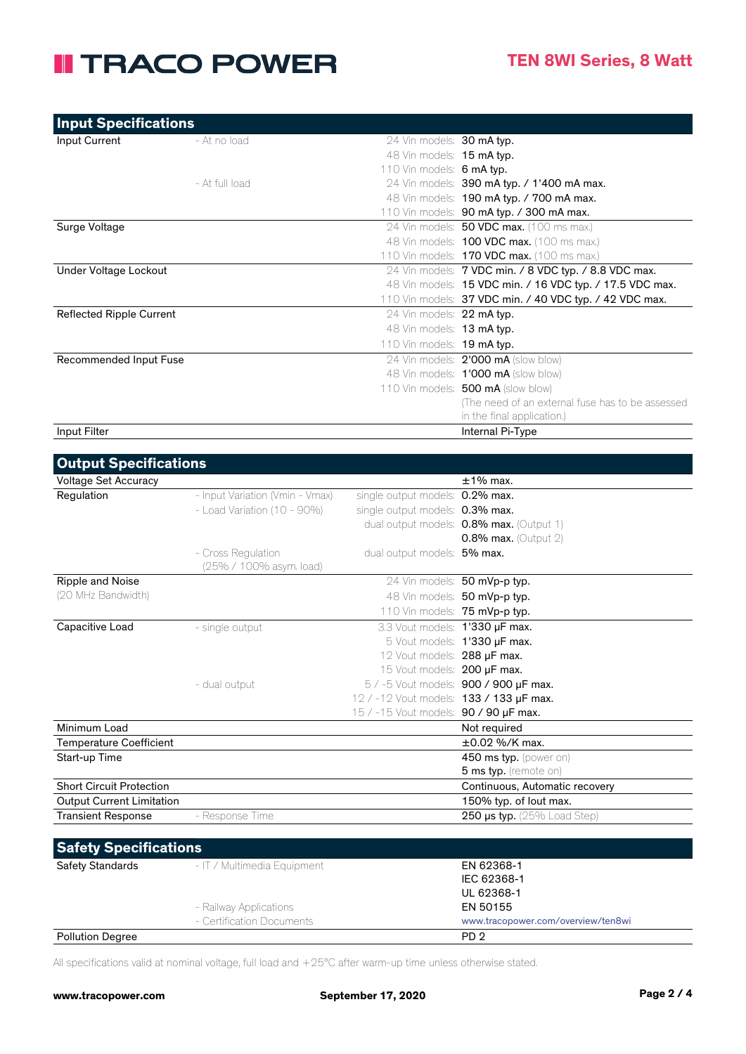## Input Specifications

| | | | |
|---|---|---|---|
| Input Current | - At no load | 24 Vin models: | **30 mA typ.** |
| | | 48 Vin models: | **15 mA typ.** |
| | | 110 Vin models: | **6 mA typ.** |
| | - At full load | 24 Vin models: | **390 mA typ. / 1'400 mA max.** |
| | | 48 Vin models: | **190 mA typ. / 700 mA max.** |
| | | 110 Vin models: | **90 mA typ. / 300 mA max.** |
| Surge Voltage | | 24 Vin models: | **50 VDC max.** (100 ms max.) |
| | | 48 Vin models: | **100 VDC max.** (100 ms max.) |
| | | 110 Vin models: | **170 VDC max.** (100 ms max.) |
| Under Voltage Lockout | | 24 Vin models: | **7 VDC min. / 8 VDC typ. / 8.8 VDC max.** |
| | | 48 Vin models: | **15 VDC min. / 16 VDC typ. / 17.5 VDC max.** |
| | | 110 Vin models: | **37 VDC min. / 40 VDC typ. / 42 VDC max.** |
| Reflected Ripple Current | | 24 Vin models: | **22 mA typ.** |
| | | 48 Vin models: | **13 mA typ.** |
| | | 110 Vin models: | **19 mA typ.** |
| Recommended Input Fuse | | 24 Vin models: | **2'000 mA** (slow blow) |
| | | 48 Vin models: | **1'000 mA** (slow blow) |
| | | 110 Vin models: | **500 mA** (slow blow) |
| | | | (The need of an external fuse has to be assessed in the final application.) |
| Input Filter | | | Internal Pi-Type |

## Output Specifications

| | | | |
|---|---|---|---|
| Voltage Set Accuracy | | | ±1% max. |
| Regulation | - Input Variation (Vmin - Vmax) | single output models: | **0.2% max.** |
| | - Load Variation (10 - 90%) | single output models: | **0.3% max.** |
| | | dual output models: | **0.8% max.** (Output 1) |
| | | | **0.8% max.** (Output 2) |
| | - Cross Regulation (25% / 100% asym. load) | dual output models: | **5% max.** |
| Ripple and Noise (20 MHz Bandwidth) | | 24 Vin models: | **50 mVp-p typ.** |
| | | 48 Vin models: | **50 mVp-p typ.** |
| | | 110 Vin models: | **75 mVp-p typ.** |
| Capacitive Load | - single output | 3.3 Vout models: | **1'330 µF max.** |
| | | 5 Vout models: | **1'330 µF max.** |
| | | 12 Vout models: | **288 µF max.** |
| | | 15 Vout models: | **200 µF max.** |
| | - dual output | 5 / -5 Vout models: | **900 / 900 µF max.** |
| | | 12 / -12 Vout models: | **133 / 133 µF max.** |
| | | 15 / -15 Vout models: | **90 / 90 µF max.** |
| Minimum Load | | | Not required |
| Temperature Coefficient | | | ±0.02 %/K max. |
| Start-up Time | | | **450 ms typ.** (power on) |
| | | | **5 ms typ.** (remote on) |
| Short Circuit Protection | | | Continuous, Automatic recovery |
| Output Current Limitation | | | 150% typ. of Iout max. |
| Transient Response | - Response Time | | **250 µs typ.** (25% Load Step) |

## Safety Specifications

| | | |
|---|---|---|
| Safety Standards | - IT / Multimedia Equipment | EN 62368-1 |
| | | IEC 62368-1 |
| | | UL 62368-1 |
| | - Railway Applications | EN 50155 |
| | - Certification Documents | www.tracopower.com/overview/ten8wi |
| Pollution Degree | | PD 2 |

All specifications valid at nominal voltage, full load and +25°C after warm-up time unless otherwise stated.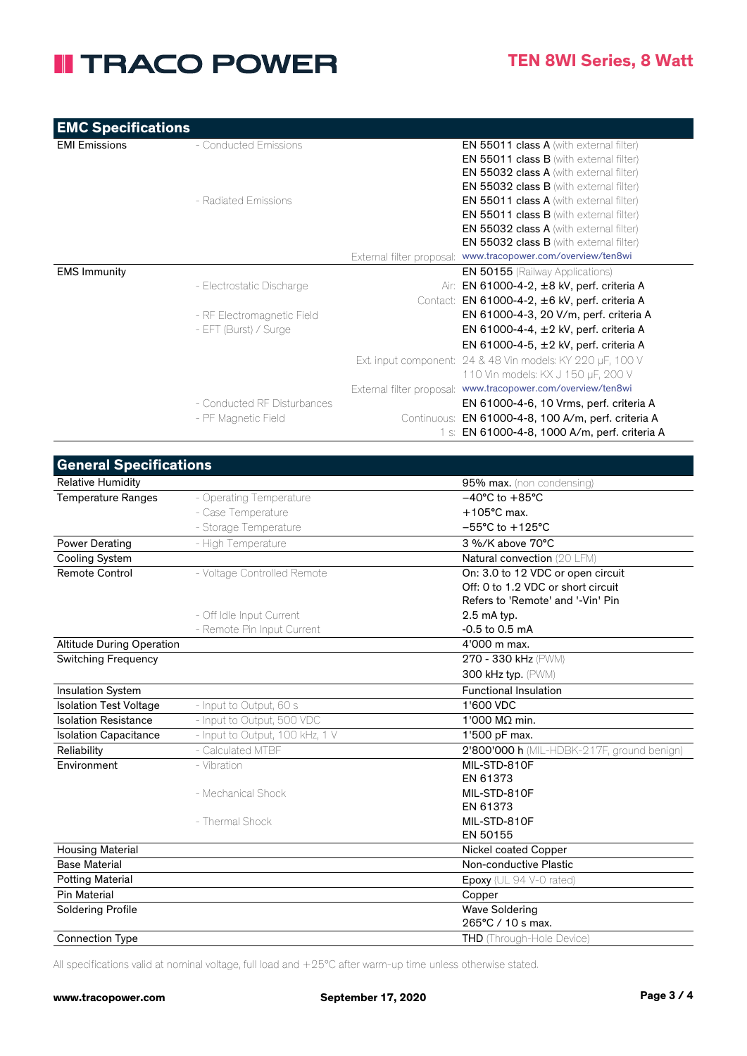## EMC Specifications

| | | | |
|---|---|---|---|
| EMI Emissions | - Conducted Emissions | | **EN 55011 class A** (with external filter) |
| | | | **EN 55011 class B** (with external filter) |
| | | | **EN 55032 class A** (with external filter) |
| | | | **EN 55032 class B** (with external filter) |
| | - Radiated Emissions | | **EN 55011 class A** (with external filter) |
| | | | **EN 55011 class B** (with external filter) |
| | | | **EN 55032 class A** (with external filter) |
| | | | **EN 55032 class B** (with external filter) |
| | | External filter proposal: | www.tracopower.com/overview/ten8wi |
| EMS Immunity | | | **EN 50155** (Railway Applications) |
| | - Electrostatic Discharge | Air: | EN 61000-4-2, ±8 kV, perf. criteria A |
| | | Contact: | EN 61000-4-2, ±6 kV, perf. criteria A |
| | - RF Electromagnetic Field | | EN 61000-4-3, 20 V/m, perf. criteria A |
| | - EFT (Burst) / Surge | | EN 61000-4-4, ±2 kV, perf. criteria A |
| | | | EN 61000-4-5, ±2 kV, perf. criteria A |
| | | Ext. input component: | 24 & 48 Vin models: KY 220 µF, 100 V |
| | | | 110 Vin models: KX J 150 µF, 200 V |
| | | External filter proposal: | www.tracopower.com/overview/ten8wi |
| | - Conducted RF Disturbances | | EN 61000-4-6, 10 Vrms, perf. criteria A |
| | - PF Magnetic Field | Continuous: | EN 61000-4-8, 100 A/m, perf. criteria A |
| | | 1 s: | EN 61000-4-8, 1000 A/m, perf. criteria A |

## General Specifications

| | | |
|---|---|---|
| Relative Humidity | | **95% max.** (non condensing) |
| Temperature Ranges | - Operating Temperature | −40°C to +85°C |
| | - Case Temperature | +105°C max. |
| | - Storage Temperature | −55°C to +125°C |
| Power Derating | - High Temperature | 3 %/K above 70°C |
| Cooling System | | Natural convection (20 LFM) |
| Remote Control | - Voltage Controlled Remote | On: 3.0 to 12 VDC or open circuit |
| | | Off: 0 to 1.2 VDC or short circuit |
| | | Refers to 'Remote' and '-Vin' Pin |
| | - Off Idle Input Current | 2.5 mA typ. |
| | - Remote Pin Input Current | -0.5 to 0.5 mA |
| Altitude During Operation | | 4'000 m max. |
| Switching Frequency | | **270 - 330 kHz** (PWM) |
| | | **300 kHz typ.** (PWM) |
| Insulation System | | Functional Insulation |
| Isolation Test Voltage | - Input to Output, 60 s | 1'600 VDC |
| Isolation Resistance | - Input to Output, 500 VDC | 1'000 MΩ min. |
| Isolation Capacitance | - Input to Output, 100 kHz, 1 V | 1'500 pF max. |
| Reliability | - Calculated MTBF | **2'800'000 h** (MIL-HDBK-217F, ground benign) |
| Environment | - Vibration | MIL-STD-810F |
| | | EN 61373 |
| | - Mechanical Shock | MIL-STD-810F |
| | | EN 61373 |
| | - Thermal Shock | MIL-STD-810F |
| | | EN 50155 |
| Housing Material | | Nickel coated Copper |
| Base Material | | Non-conductive Plastic |
| Potting Material | | **Epoxy** (UL 94 V-0 rated) |
| Pin Material | | Copper |
| Soldering Profile | | Wave Soldering |
| | | 265°C / 10 s max. |
| Connection Type | | **THD** (Through-Hole Device) |

All specifications valid at nominal voltage, full load and +25°C after warm-up time unless otherwise stated.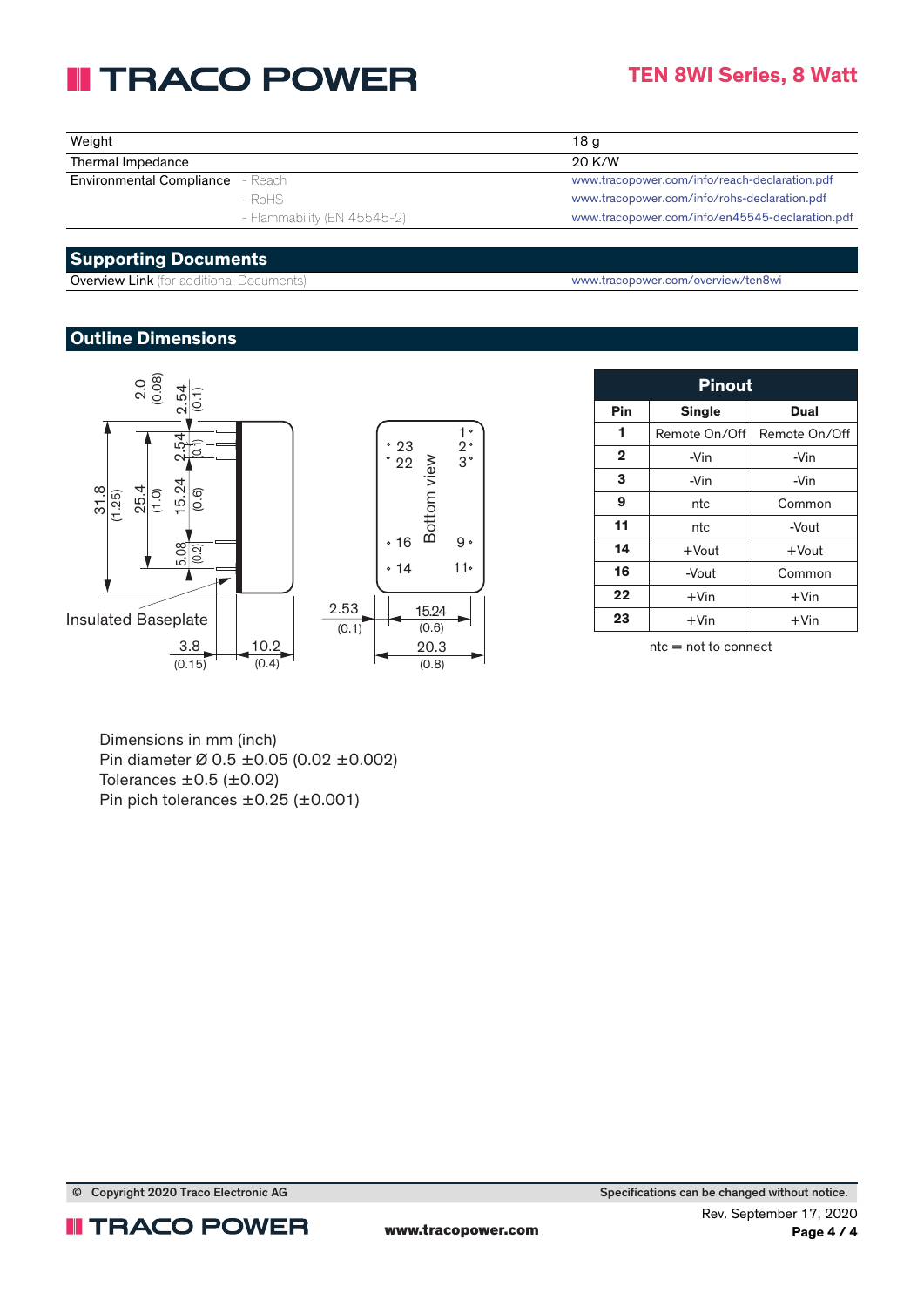| | | |
|---|---|---|
| Weight | | 18 g |
| Thermal Impedance | | 20 K/W |
| Environmental Compliance | - Reach | www.tracopower.com/info/reach-declaration.pdf |
| | - RoHS | www.tracopower.com/info/rohs-declaration.pdf |
| | - Flammability (EN 45545-2) | www.tracopower.com/info/en45545-declaration.pdf |

## Supporting Documents

| | |
|---|---|
| Overview Link (for additional Documents) | www.tracopower.com/overview/ten8wi |

## Outline Dimensions

2.0 (0.08)
2.54 (0.1)
2.54 (0.1)
31.8 (1.25)
25.4 (1.0)
15.24 (0.6)
5.08 (0.2)
Insulated Baseplate
3.8 (0.15)
10.2 (0.4)
23
22
16
14
1
2
3
9
11
Bottom view
2.53 (0.1)
15.24 (0.6)
20.3 (0.8)

| Pinout | | |
|---|---|---|
| **Pin** | **Single** | **Dual** |
| **1** | Remote On/Off | Remote On/Off |
| **2** | -Vin | -Vin |
| **3** | -Vin | -Vin |
| **9** | ntc | Common |
| **11** | ntc | -Vout |
| **14** | +Vout | +Vout |
| **16** | -Vout | Common |
| **22** | +Vin | +Vin |
| **23** | +Vin | +Vin |

ntc = not to connect

Dimensions in mm (inch)
Pin diameter Ø 0.5 ±0.05 (0.02 ±0.002)
Tolerances ±0.5 (±0.02)
Pin pich tolerances ±0.25 (±0.001)

© Copyright 2020 Traco Electronic AG

Specifications can be changed without notice.

Rev. September 17, 2020